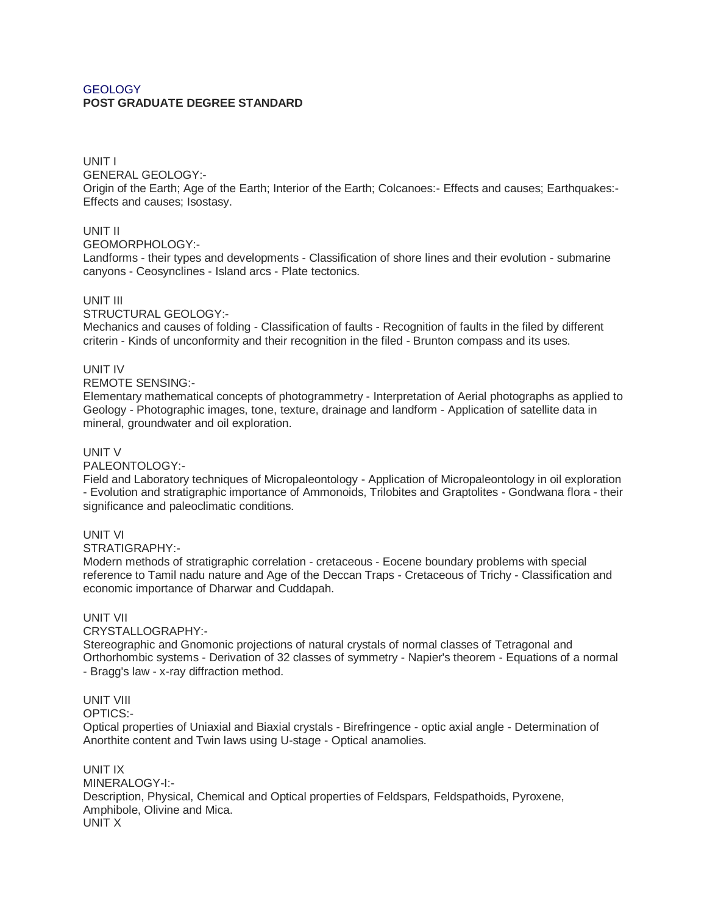GEOLOGY

**POST GRADUATE DEGREE STANDARD**

UNIT I

GENERAL GEOLOGY:-

Origin of the Earth; Age of the Earth; Interior of the Earth; Colcanoes:- Effects and causes; Earthquakes:- Effects and causes; Isostasy.

UNIT II

GEOMORPHOLOGY:-

Landforms - their types and developments - Classification of shore lines and their evolution - submarine canyons - Ceosynclines - Island arcs - Plate tectonics.

UNIT III

STRUCTURAL GEOLOGY:-

Mechanics and causes of folding - Classification of faults - Recognition of faults in the filed by different criterin - Kinds of unconformity and their recognition in the filed - Brunton compass and its uses.

UNIT IV

REMOTE SENSING:-

Elementary mathematical concepts of photogrammetry - Interpretation of Aerial photographs as applied to Geology - Photographic images, tone, texture, drainage and landform - Application of satellite data in mineral, groundwater and oil exploration.

UNIT V

PALEONTOLOGY:-

Field and Laboratory techniques of Micropaleontology - Application of Micropaleontology in oil exploration - Evolution and stratigraphic importance of Ammonoids, Trilobites and Graptolites - Gondwana flora - their significance and paleoclimatic conditions.

UNIT VI

STRATIGRAPHY:-

Modern methods of stratigraphic correlation - cretaceous - Eocene boundary problems with special reference to Tamil nadu nature and Age of the Deccan Traps - Cretaceous of Trichy - Classification and economic importance of Dharwar and Cuddapah.

UNIT VII

CRYSTALLOGRAPHY:-

Stereographic and Gnomonic projections of natural crystals of normal classes of Tetragonal and Orthorhombic systems - Derivation of 32 classes of symmetry - Napier's theorem - Equations of a normal - Bragg's law - x-ray diffraction method.

UNIT VIII

OPTICS:-

Optical properties of Uniaxial and Biaxial crystals - Birefringence - optic axial angle - Determination of Anorthite content and Twin laws using U-stage - Optical anamolies.

UNIT IX

MINERALOGY-I:-

Description, Physical, Chemical and Optical properties of Feldspars, Feldspathoids, Pyroxene, Amphibole, Olivine and Mica.

UNIT X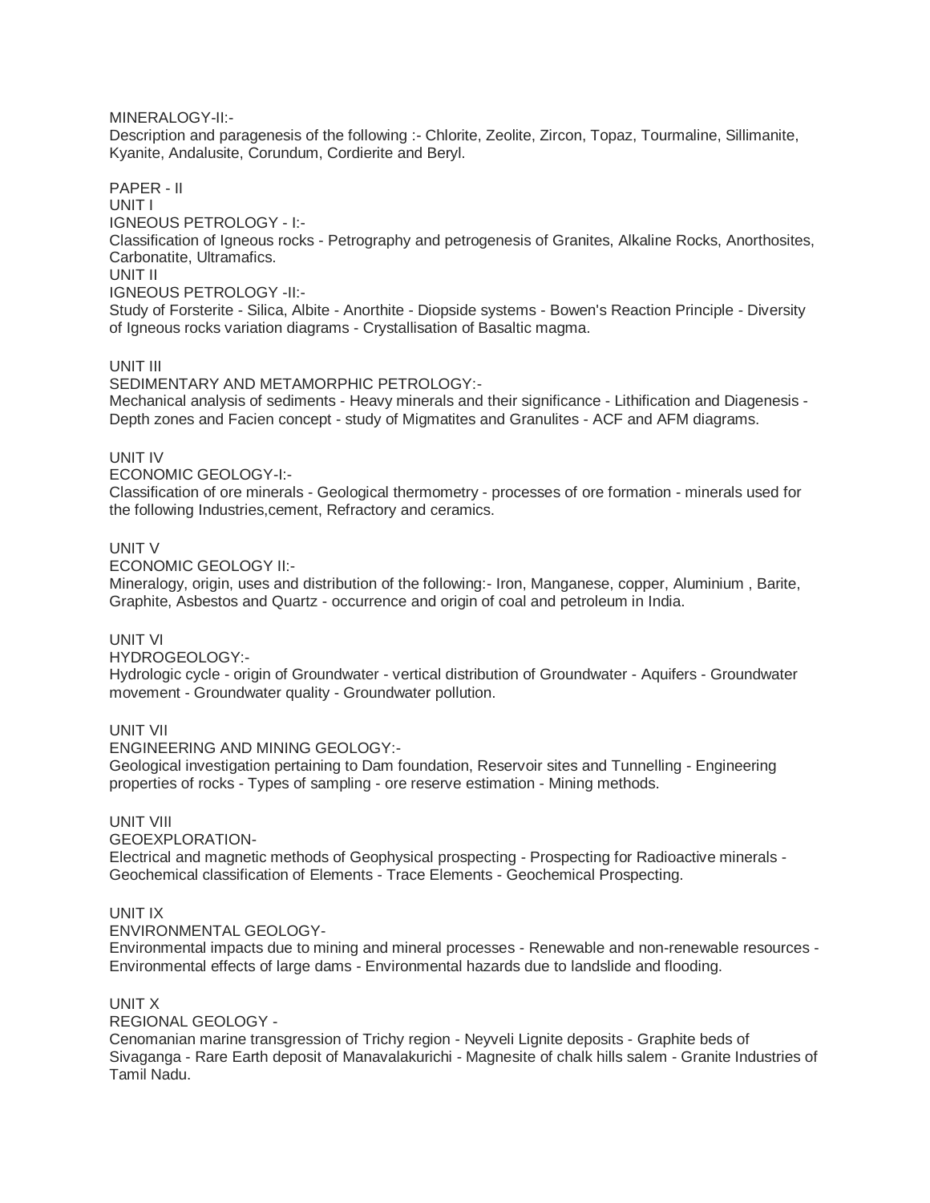MINERALOGY-II:-

Description and paragenesis of the following :- Chlorite, Zeolite, Zircon, Topaz, Tourmaline, Sillimanite, Kyanite, Andalusite, Corundum, Cordierite and Beryl.

## PAPER - II

### UNIT I

IGNEOUS PETROLOGY - I:-

Classification of Igneous rocks - Petrography and petrogenesis of Granites, Alkaline Rocks, Anorthosites, Carbonatite, Ultramafics.

### UNIT II

IGNEOUS PETROLOGY -II:-

Study of Forsterite - Silica, Albite - Anorthite - Diopside systems - Bowen's Reaction Principle - Diversity of Igneous rocks variation diagrams - Crystallisation of Basaltic magma.

### UNIT III

SEDIMENTARY AND METAMORPHIC PETROLOGY:-

Mechanical analysis of sediments - Heavy minerals and their significance - Lithification and Diagenesis - Depth zones and Facien concept - study of Migmatites and Granulites - ACF and AFM diagrams.

### UNIT IV

ECONOMIC GEOLOGY-I:-

Classification of ore minerals - Geological thermometry - processes of ore formation - minerals used for the following Industries,cement, Refractory and ceramics.

### UNIT V

ECONOMIC GEOLOGY II:-

Mineralogy, origin, uses and distribution of the following:- Iron, Manganese, copper, Aluminium , Barite, Graphite, Asbestos and Quartz - occurrence and origin of coal and petroleum in India.

### UNIT VI

HYDROGEOLOGY:-

Hydrologic cycle - origin of Groundwater - vertical distribution of Groundwater - Aquifers - Groundwater movement - Groundwater quality - Groundwater pollution.

### UNIT VII

ENGINEERING AND MINING GEOLOGY:-

Geological investigation pertaining to Dam foundation, Reservoir sites and Tunnelling - Engineering properties of rocks - Types of sampling - ore reserve estimation - Mining methods.

### UNIT VIII

GEOEXPLORATION-

Electrical and magnetic methods of Geophysical prospecting - Prospecting for Radioactive minerals - Geochemical classification of Elements - Trace Elements - Geochemical Prospecting.

### UNIT IX

ENVIRONMENTAL GEOLOGY-

Environmental impacts due to mining and mineral processes - Renewable and non-renewable resources - Environmental effects of large dams - Environmental hazards due to landslide and flooding.

### UNIT X

REGIONAL GEOLOGY -

Cenomanian marine transgression of Trichy region - Neyveli Lignite deposits - Graphite beds of Sivaganga - Rare Earth deposit of Manavalakurichi - Magnesite of chalk hills salem - Granite Industries of Tamil Nadu.